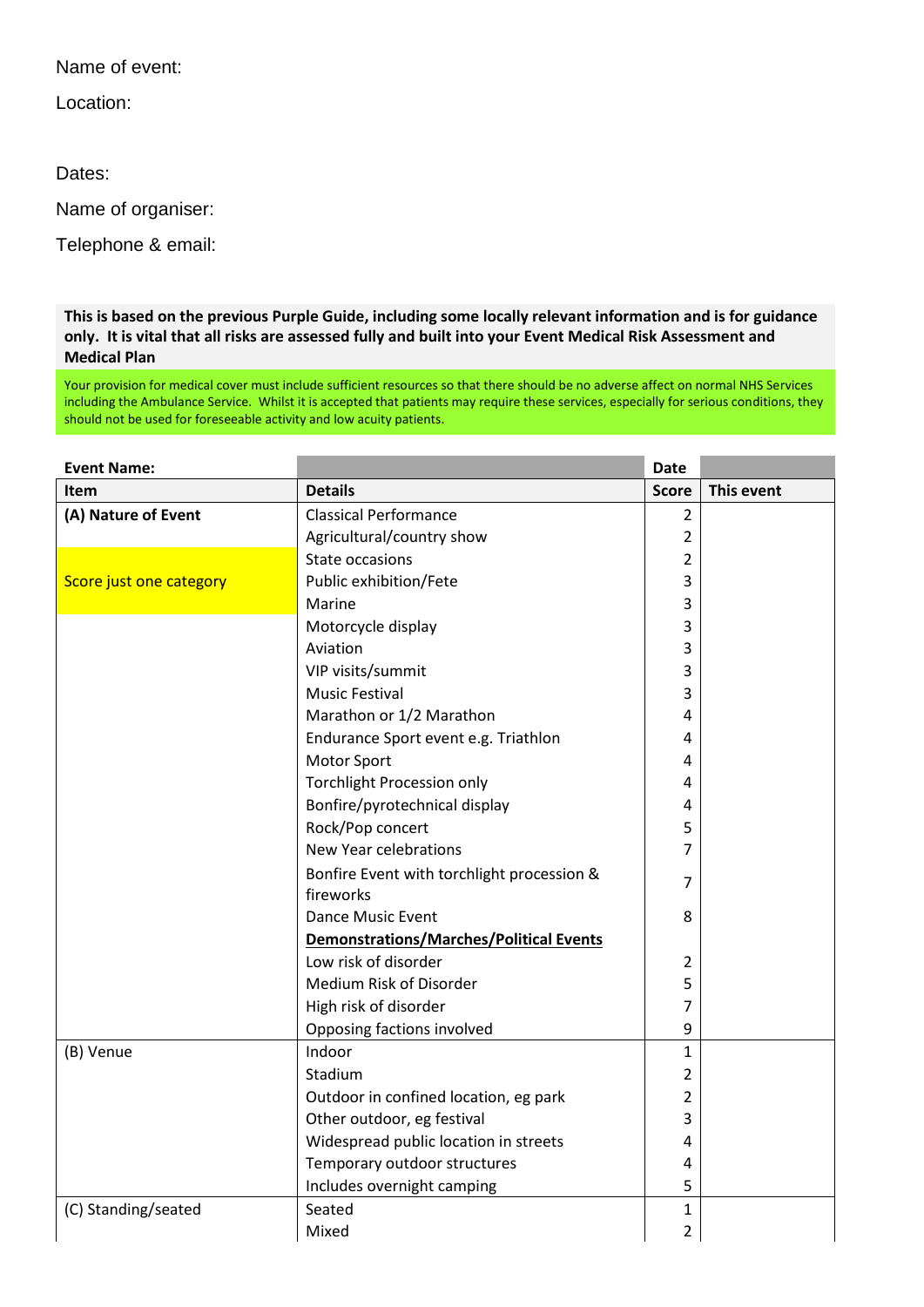Name of event:

Location:

Dates:

Name of organiser:

Telephone & email:

**This is based on the previous Purple Guide, including some locally relevant information and is for guidance only. It is vital that all risks are assessed fully and built into your Event Medical Risk Assessment and Medical Plan**

Your provision for medical cover must include sufficient resources so that there should be no adverse affect on normal NHS Services including the Ambulance Service. Whilst it is accepted that patients may require these services, especially for serious conditions, they should not be used for foreseeable activity and low acuity patients.

| **Event Name:** | | **Date** | |
|---|---|---|---|
| **Item** | **Details** | **Score** | **This event** |
| **(A) Nature of Event** | Classical Performance | 2 | |
| | Agricultural/country show | 2 | |
| Score just one category | State occasions | 2 | |
| | Public exhibition/Fete | 3 | |
| | Marine | 3 | |
| | Motorcycle display | 3 | |
| | Aviation | 3 | |
| | VIP visits/summit | 3 | |
| | Music Festival | 3 | |
| | Marathon or 1/2 Marathon | 4 | |
| | Endurance Sport event e.g. Triathlon | 4 | |
| | Motor Sport | 4 | |
| | Torchlight Procession only | 4 | |
| | Bonfire/pyrotechnical display | 4 | |
| | Rock/Pop concert | 5 | |
| | New Year celebrations | 7 | |
| | Bonfire Event with torchlight procession & fireworks | 7 | |
| | Dance Music Event | 8 | |
| | **Demonstrations/Marches/Political Events** | | |
| | Low risk of disorder | 2 | |
| | Medium Risk of Disorder | 5 | |
| | High risk of disorder | 7 | |
| | Opposing factions involved | 9 | |
| (B) Venue | Indoor | 1 | |
| | Stadium | 2 | |
| | Outdoor in confined location, eg park | 2 | |
| | Other outdoor, eg festival | 3 | |
| | Widespread public location in streets | 4 | |
| | Temporary outdoor structures | 4 | |
| | Includes overnight camping | 5 | |
| (C) Standing/seated | Seated | 1 | |
| | Mixed | 2 | |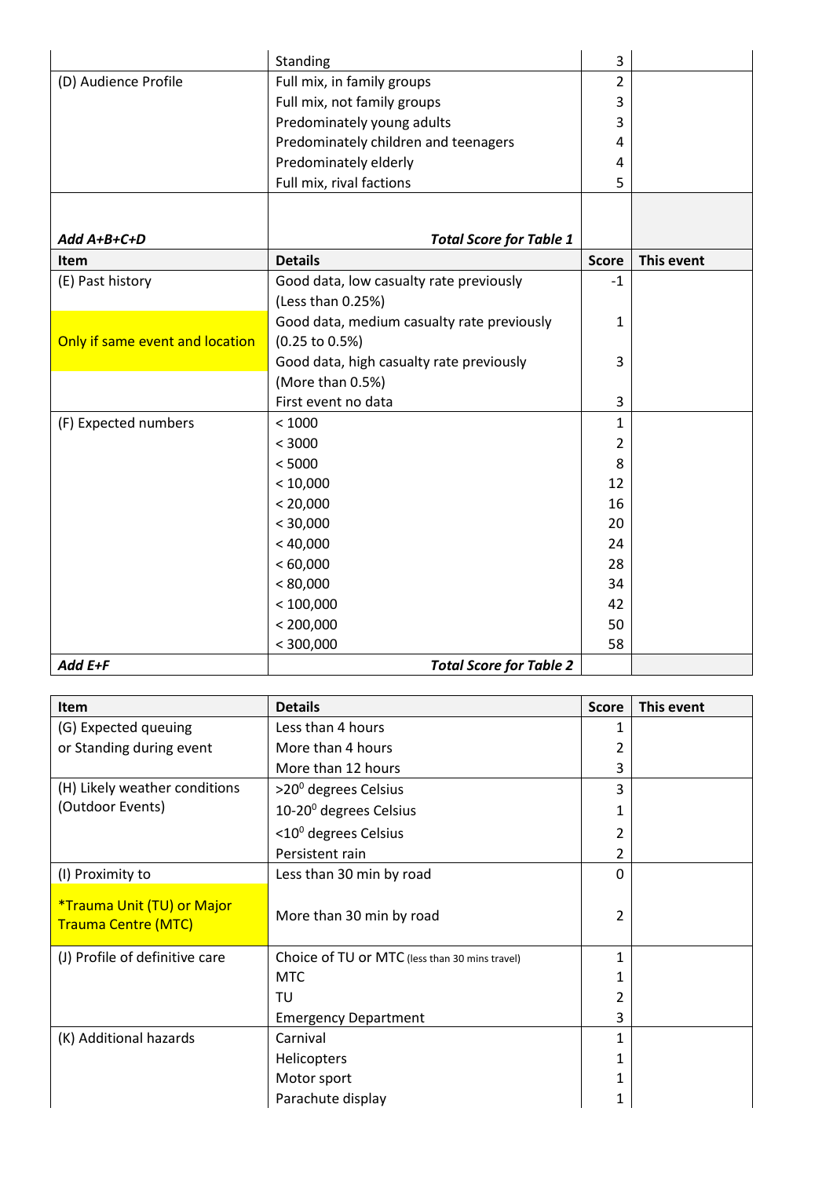| Item | Details | Score | This event |
|---|---|---|---|
| | Standing | 3 | |
| (D) Audience Profile | Full mix, in family groups | 2 | |
| | Full mix, not family groups | 3 | |
| | Predominately young adults | 3 | |
| | Predominately children and teenagers | 4 | |
| | Predominately elderly | 4 | |
| | Full mix, rival factions | 5 | |
| ***Add A+B+C+D*** | ***Total Score for Table 1*** | | |

| Item | Details | Score | This event |
|---|---|---|---|
| (E) Past history | Good data, low casualty rate previously (Less than 0.25%) | -1 | |
| Only if same event and location | Good data, medium casualty rate previously (0.25 to 0.5%) | 1 | |
| | Good data, high casualty rate previously (More than 0.5%) | 3 | |
| | First event no data | 3 | |
| (F) Expected numbers | < 1000 | 1 | |
| | < 3000 | 2 | |
| | < 5000 | 8 | |
| | < 10,000 | 12 | |
| | < 20,000 | 16 | |
| | < 30,000 | 20 | |
| | < 40,000 | 24 | |
| | < 60,000 | 28 | |
| | < 80,000 | 34 | |
| | < 100,000 | 42 | |
| | < 200,000 | 50 | |
| | < 300,000 | 58 | |
| ***Add E+F*** | ***Total Score for Table 2*** | | |

| Item | Details | Score | This event |
|---|---|---|---|
| (G) Expected queuing or Standing during event | Less than 4 hours | 1 | |
| | More than 4 hours | 2 | |
| | More than 12 hours | 3 | |
| (H) Likely weather conditions (Outdoor Events) | >20$^{0}$ degrees Celsius | 3 | |
| | 10-20$^{0}$ degrees Celsius | 1 | |
| | <10$^{0}$ degrees Celsius | 2 | |
| | Persistent rain | 2 | |
| (I) Proximity to *Trauma Unit (TU) or Major Trauma Centre (MTC) | Less than 30 min by road | 0 | |
| | More than 30 min by road | 2 | |
| (J) Profile of definitive care | Choice of TU or MTC (less than 30 mins travel) | 1 | |
| | MTC | 1 | |
| | TU | 2 | |
| | Emergency Department | 3 | |
| (K) Additional hazards | Carnival | 1 | |
| | Helicopters | 1 | |
| | Motor sport | 1 | |
| | Parachute display | 1 | |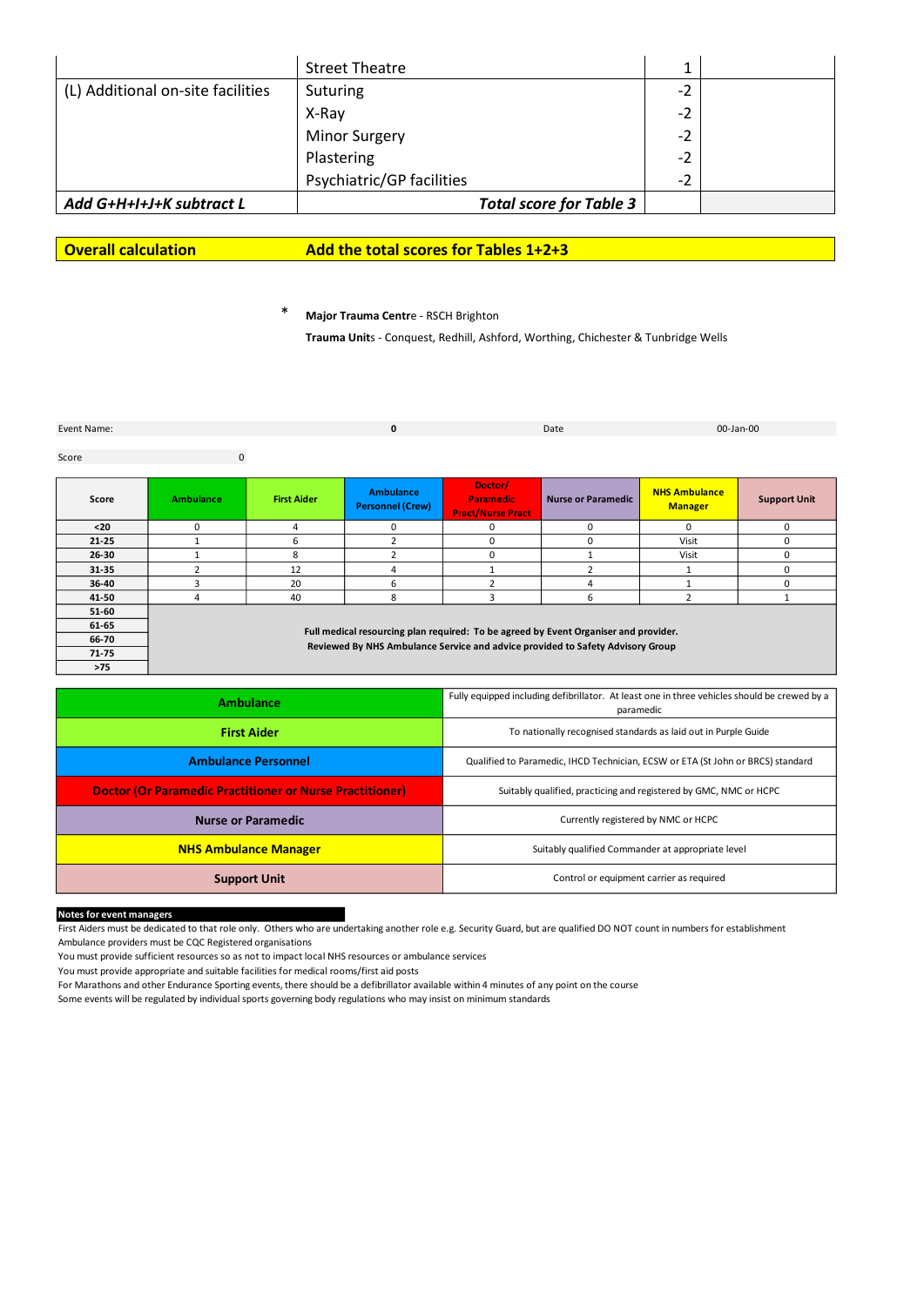| | | | |
|---|---|---|---|
| | Street Theatre | 1 | |
| (L) Additional on-site facilities | Suturing | -2 | |
| | X-Ray | -2 | |
| | Minor Surgery | -2 | |
| | Plastering | -2 | |
| | Psychiatric/GP facilities | -2 | |
| ***Add G+H+I+J+K subtract L*** | ***Total score for Table 3*** | | |

| **Overall calculation** | **Add the total scores for Tables 1+2+3** |
|---|---|

\* **Major Trauma Centre** - RSCH Brighton

**Trauma Units** - Conquest, Redhill, Ashford, Worthing, Chichester & Tunbridge Wells

| Event Name: | 0 | Date | 00-Jan-00 |
|---|---|---|---|

| Score | 0 |
|---|---|

| Score | Ambulance | First Aider | Ambulance Personnel (Crew) | Doctor/ Paramedic Pract/Nurse Pract | Nurse or Paramedic | NHS Ambulance Manager | Support Unit |
|---|---|---|---|---|---|---|---|
| <20 | 0 | 4 | 0 | 0 | 0 | 0 | 0 |
| 21-25 | 1 | 6 | 2 | 0 | 0 | Visit | 0 |
| 26-30 | 1 | 8 | 2 | 0 | 1 | Visit | 0 |
| 31-35 | 2 | 12 | 4 | 1 | 2 | 1 | 0 |
| 36-40 | 3 | 20 | 6 | 2 | 4 | 1 | 0 |
| 41-50 | 4 | 40 | 8 | 3 | 6 | 2 | 1 |
| 51-60 | Full medical resourcing plan required: To be agreed by Event Organiser and provider. Reviewed By NHS Ambulance Service and advice provided to Safety Advisory Group | | | | | | |
| 61-65 | | | | | | | |
| 66-70 | | | | | | | |
| 71-75 | | | | | | | |
| >75 | | | | | | | |

| | |
|---|---|
| **Ambulance** | Fully equipped including defibrillator. At least one in three vehicles should be crewed by a paramedic |
| **First Aider** | To nationally recognised standards as laid out in Purple Guide |
| **Ambulance Personnel** | Qualified to Paramedic, IHCD Technician, ECSW or ETA (St John or BRCS) standard |
| **Doctor (Or Paramedic Practitioner or Nurse Practitioner)** | Suitably qualified, practicing and registered by GMC, NMC or HCPC |
| **Nurse or Paramedic** | Currently registered by NMC or HCPC |
| **NHS Ambulance Manager** | Suitably qualified Commander at appropriate level |
| **Support Unit** | Control or equipment carrier as required |

**Notes for event managers**

First Aiders must be dedicated to that role only. Others who are undertaking another role e.g. Security Guard, but are qualified DO NOT count in numbers for establishment
Ambulance providers must be CQC Registered organisations
You must provide sufficient resources so as not to impact local NHS resources or ambulance services
You must provide appropriate and suitable facilities for medical rooms/first aid posts
For Marathons and other Endurance Sporting events, there should be a defibrillator available within 4 minutes of any point on the course
Some events will be regulated by individual sports governing body regulations who may insist on minimum standards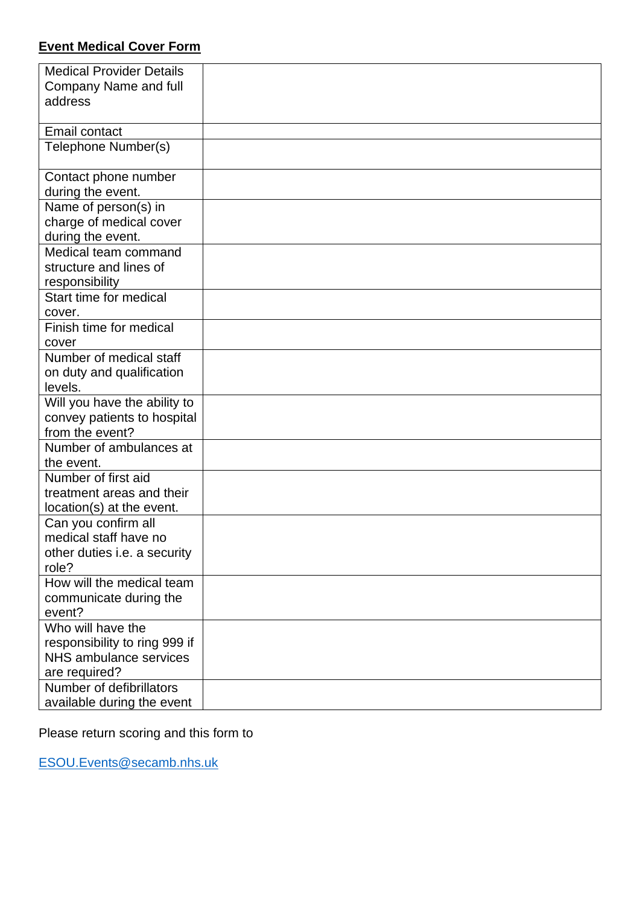**Event Medical Cover Form**

| | |
|---|---|
| Medical Provider Details Company Name and full address | |
| Email contact | |
| Telephone Number(s) | |
| Contact phone number during the event. | |
| Name of person(s) in charge of medical cover during the event. | |
| Medical team command structure and lines of responsibility | |
| Start time for medical cover. | |
| Finish time for medical cover | |
| Number of medical staff on duty and qualification levels. | |
| Will you have the ability to convey patients to hospital from the event? | |
| Number of ambulances at the event. | |
| Number of first aid treatment areas and their location(s) at the event. | |
| Can you confirm all medical staff have no other duties i.e. a security role? | |
| How will the medical team communicate during the event? | |
| Who will have the responsibility to ring 999 if NHS ambulance services are required? | |
| Number of defibrillators available during the event | |

Please return scoring and this form to

ESOU.Events@secamb.nhs.uk